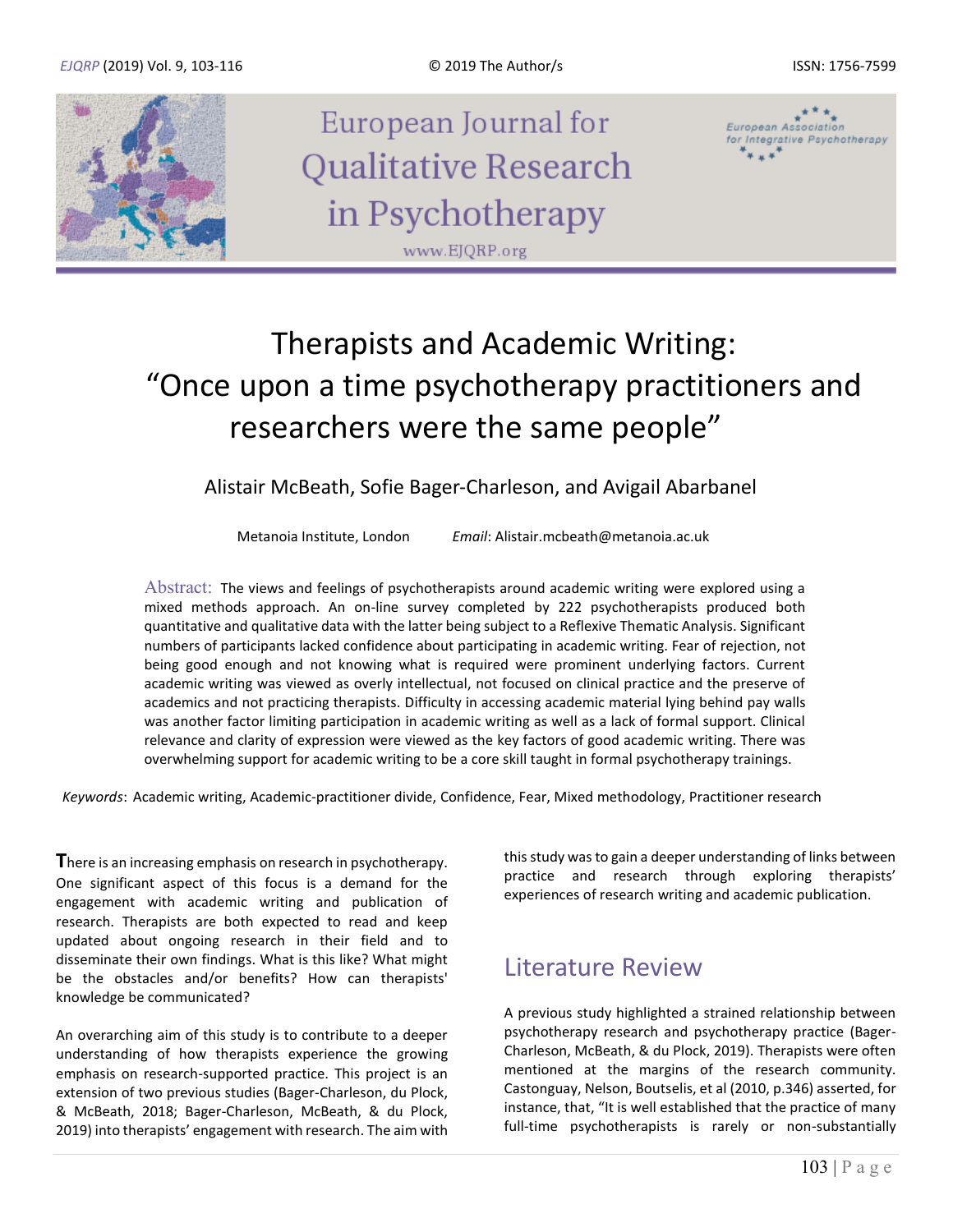# Therapists and Academic Writing: "Once upon a time psychotherapy practitioners and researchers were the same people"

Alistair McBeath, Sofie Bager-Charleson, and Avigail Abarbanel

Metanoia Institute, London *Email*: Alistair.mcbeath@metanoia.ac.uk

**Abstract:** The views and feelings of psychotherapists around academic writing were explored using a mixed methods approach. An on-line survey completed by 222 psychotherapists produced both quantitative and qualitative data with the latter being subject to a Reflexive Thematic Analysis. Significant numbers of participants lacked confidence about participating in academic writing. Fear of rejection, not being good enough and not knowing what is required were prominent underlying factors. Current academic writing was viewed as overly intellectual, not focused on clinical practice and the preserve of academics and not practicing therapists. Difficulty in accessing academic material lying behind pay walls was another factor limiting participation in academic writing as well as a lack of formal support. Clinical relevance and clarity of expression were viewed as the key factors of good academic writing. There was overwhelming support for academic writing to be a core skill taught in formal psychotherapy trainings.

*Keywords*: Academic writing, Academic-practitioner divide, Confidence, Fear, Mixed methodology, Practitioner research

There is an increasing emphasis on research in psychotherapy. One significant aspect of this focus is a demand for the engagement with academic writing and publication of research. Therapists are both expected to read and keep updated about ongoing research in their field and to disseminate their own findings. What is this like? What might be the obstacles and/or benefits? How can therapists' knowledge be communicated?

An overarching aim of this study is to contribute to a deeper understanding of how therapists experience the growing emphasis on research-supported practice. This project is an extension of two previous studies (Bager-Charleson, du Plock, & McBeath, 2018; Bager-Charleson, McBeath, & du Plock, 2019) into therapists' engagement with research. The aim with this study was to gain a deeper understanding of links between practice and research through exploring therapists' experiences of research writing and academic publication.

## Literature Review

A previous study highlighted a strained relationship between psychotherapy research and psychotherapy practice (Bager-Charleson, McBeath, & du Plock, 2019). Therapists were often mentioned at the margins of the research community. Castonguay, Nelson, Boutselis, et al (2010, p.346) asserted, for instance, that, "It is well established that the practice of many full-time psychotherapists is rarely or non-substantially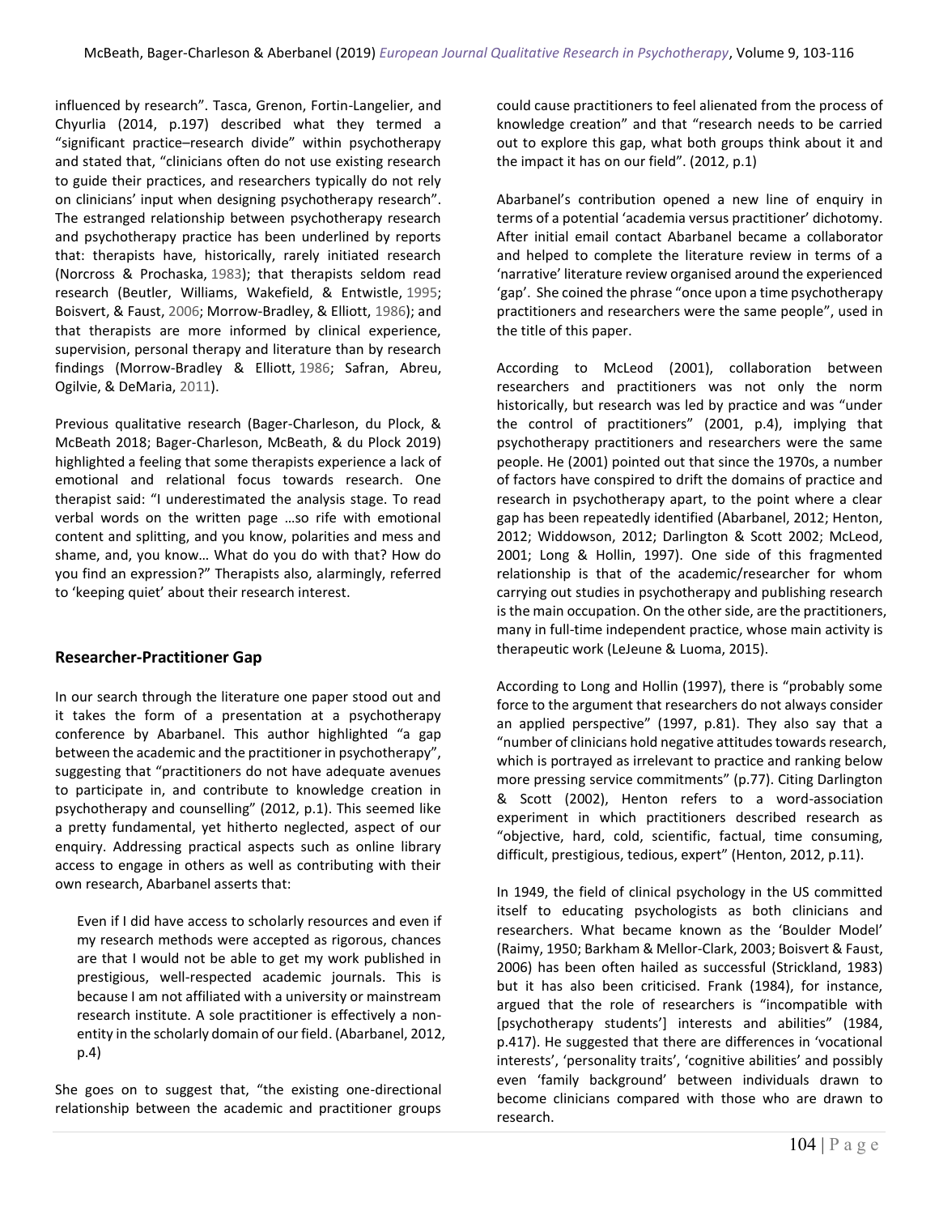influenced by research". Tasca, Grenon, Fortin-Langelier, and Chyurlia (2014, p.197) described what they termed a "significant practice–research divide" within psychotherapy and stated that, "clinicians often do not use existing research to guide their practices, and researchers typically do not rely on clinicians' input when designing psychotherapy research". The estranged relationship between psychotherapy research and psychotherapy practice has been underlined by reports that: therapists have, historically, rarely initiated research (Norcross & Prochaska, 1983); that therapists seldom read research (Beutler, Williams, Wakefield, & Entwistle, 1995; Boisvert, & Faust, 2006; Morrow-Bradley, & Elliott, 1986); and that therapists are more informed by clinical experience, supervision, personal therapy and literature than by research findings (Morrow-Bradley & Elliott, 1986; Safran, Abreu, Ogilvie, & DeMaria, 2011).

Previous qualitative research (Bager-Charleson, du Plock, & McBeath 2018; Bager-Charleson, McBeath, & du Plock 2019) highlighted a feeling that some therapists experience a lack of emotional and relational focus towards research. One therapist said: "I underestimated the analysis stage. To read verbal words on the written page …so rife with emotional content and splitting, and you know, polarities and mess and shame, and, you know… What do you do with that? How do you find an expression?" Therapists also, alarmingly, referred to 'keeping quiet' about their research interest.

## Researcher-Practitioner Gap

In our search through the literature one paper stood out and it takes the form of a presentation at a psychotherapy conference by Abarbanel. This author highlighted "a gap between the academic and the practitioner in psychotherapy", suggesting that "practitioners do not have adequate avenues to participate in, and contribute to knowledge creation in psychotherapy and counselling" (2012, p.1). This seemed like a pretty fundamental, yet hitherto neglected, aspect of our enquiry. Addressing practical aspects such as online library access to engage in others as well as contributing with their own research, Abarbanel asserts that:

> Even if I did have access to scholarly resources and even if my research methods were accepted as rigorous, chances are that I would not be able to get my work published in prestigious, well-respected academic journals. This is because I am not affiliated with a university or mainstream research institute. A sole practitioner is effectively a non-entity in the scholarly domain of our field. (Abarbanel, 2012, p.4)

She goes on to suggest that, "the existing one-directional relationship between the academic and practitioner groups could cause practitioners to feel alienated from the process of knowledge creation" and that "research needs to be carried out to explore this gap, what both groups think about it and the impact it has on our field". (2012, p.1)

Abarbanel's contribution opened a new line of enquiry in terms of a potential 'academia versus practitioner' dichotomy. After initial email contact Abarbanel became a collaborator and helped to complete the literature review in terms of a 'narrative' literature review organised around the experienced 'gap'. She coined the phrase "once upon a time psychotherapy practitioners and researchers were the same people", used in the title of this paper.

According to McLeod (2001), collaboration between researchers and practitioners was not only the norm historically, but research was led by practice and was "under the control of practitioners" (2001, p.4), implying that psychotherapy practitioners and researchers were the same people. He (2001) pointed out that since the 1970s, a number of factors have conspired to drift the domains of practice and research in psychotherapy apart, to the point where a clear gap has been repeatedly identified (Abarbanel, 2012; Henton, 2012; Widdowson, 2012; Darlington & Scott 2002; McLeod, 2001; Long & Hollin, 1997). One side of this fragmented relationship is that of the academic/researcher for whom carrying out studies in psychotherapy and publishing research is the main occupation. On the other side, are the practitioners, many in full-time independent practice, whose main activity is therapeutic work (LeJeune & Luoma, 2015).

According to Long and Hollin (1997), there is "probably some force to the argument that researchers do not always consider an applied perspective" (1997, p.81). They also say that a "number of clinicians hold negative attitudes towards research, which is portrayed as irrelevant to practice and ranking below more pressing service commitments" (p.77). Citing Darlington & Scott (2002), Henton refers to a word-association experiment in which practitioners described research as "objective, hard, cold, scientific, factual, time consuming, difficult, prestigious, tedious, expert" (Henton, 2012, p.11).

In 1949, the field of clinical psychology in the US committed itself to educating psychologists as both clinicians and researchers. What became known as the 'Boulder Model' (Raimy, 1950; Barkham & Mellor-Clark, 2003; Boisvert & Faust, 2006) has been often hailed as successful (Strickland, 1983) but it has also been criticised. Frank (1984), for instance, argued that the role of researchers is "incompatible with [psychotherapy students'] interests and abilities" (1984, p.417). He suggested that there are differences in 'vocational interests', 'personality traits', 'cognitive abilities' and possibly even 'family background' between individuals drawn to become clinicians compared with those who are drawn to research.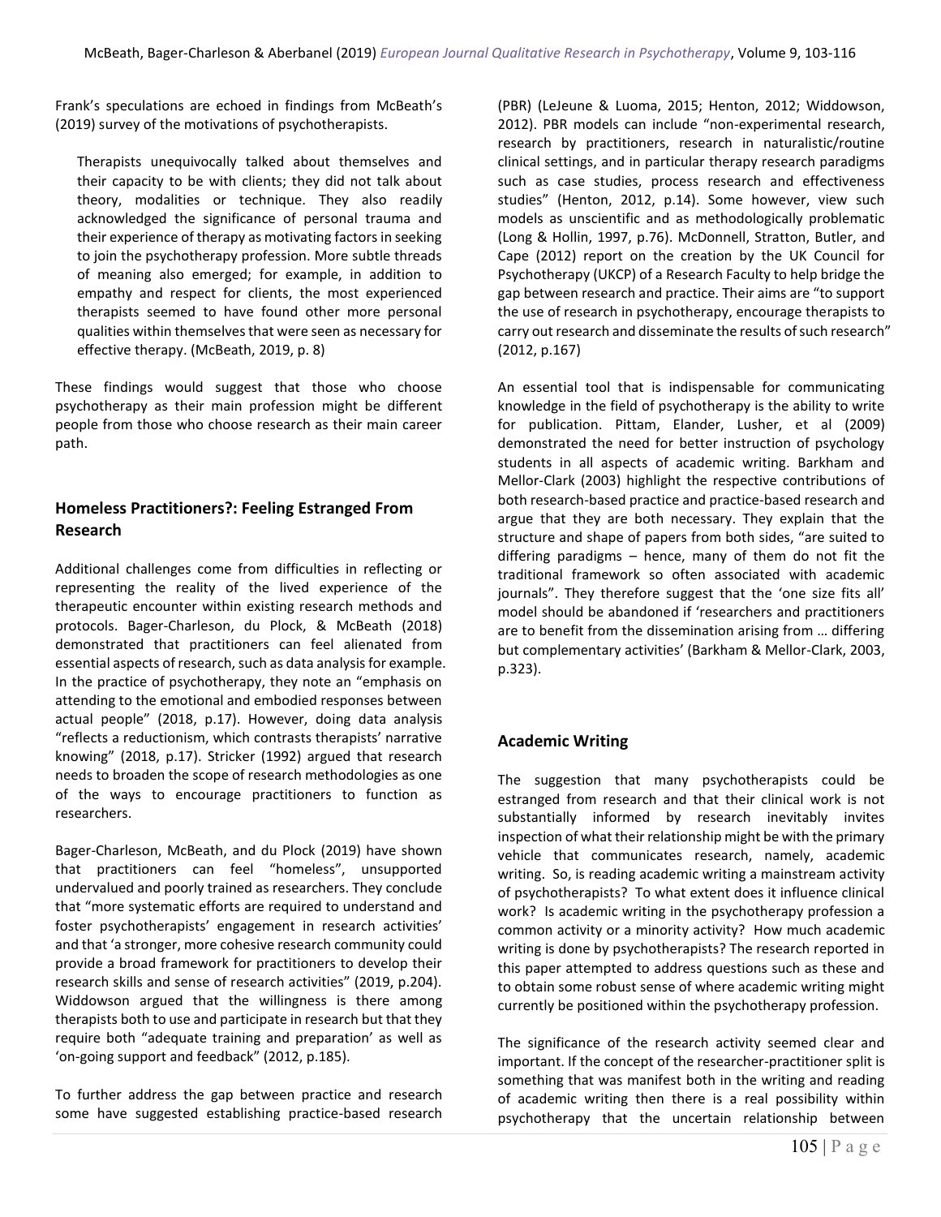Frank's speculations are echoed in findings from McBeath's (2019) survey of the motivations of psychotherapists.

> Therapists unequivocally talked about themselves and their capacity to be with clients; they did not talk about theory, modalities or technique. They also readily acknowledged the significance of personal trauma and their experience of therapy as motivating factors in seeking to join the psychotherapy profession. More subtle threads of meaning also emerged; for example, in addition to empathy and respect for clients, the most experienced therapists seemed to have found other more personal qualities within themselves that were seen as necessary for effective therapy. (McBeath, 2019, p. 8)

These findings would suggest that those who choose psychotherapy as their main profession might be different people from those who choose research as their main career path.

## Homeless Practitioners?: Feeling Estranged From Research

Additional challenges come from difficulties in reflecting or representing the reality of the lived experience of the therapeutic encounter within existing research methods and protocols. Bager-Charleson, du Plock, & McBeath (2018) demonstrated that practitioners can feel alienated from essential aspects of research, such as data analysis for example. In the practice of psychotherapy, they note an "emphasis on attending to the emotional and embodied responses between actual people" (2018, p.17). However, doing data analysis "reflects a reductionism, which contrasts therapists' narrative knowing" (2018, p.17). Stricker (1992) argued that research needs to broaden the scope of research methodologies as one of the ways to encourage practitioners to function as researchers.

Bager-Charleson, McBeath, and du Plock (2019) have shown that practitioners can feel "homeless", unsupported undervalued and poorly trained as researchers. They conclude that "more systematic efforts are required to understand and foster psychotherapists' engagement in research activities' and that 'a stronger, more cohesive research community could provide a broad framework for practitioners to develop their research skills and sense of research activities" (2019, p.204). Widdowson argued that the willingness is there among therapists both to use and participate in research but that they require both "adequate training and preparation' as well as 'on-going support and feedback" (2012, p.185).

To further address the gap between practice and research some have suggested establishing practice-based research (PBR) (LeJeune & Luoma, 2015; Henton, 2012; Widdowson, 2012). PBR models can include "non-experimental research, research by practitioners, research in naturalistic/routine clinical settings, and in particular therapy research paradigms such as case studies, process research and effectiveness studies" (Henton, 2012, p.14). Some however, view such models as unscientific and as methodologically problematic (Long & Hollin, 1997, p.76). McDonnell, Stratton, Butler, and Cape (2012) report on the creation by the UK Council for Psychotherapy (UKCP) of a Research Faculty to help bridge the gap between research and practice. Their aims are "to support the use of research in psychotherapy, encourage therapists to carry out research and disseminate the results of such research" (2012, p.167)

An essential tool that is indispensable for communicating knowledge in the field of psychotherapy is the ability to write for publication. Pittam, Elander, Lusher, et al (2009) demonstrated the need for better instruction of psychology students in all aspects of academic writing. Barkham and Mellor-Clark (2003) highlight the respective contributions of both research-based practice and practice-based research and argue that they are both necessary. They explain that the structure and shape of papers from both sides, "are suited to differing paradigms – hence, many of them do not fit the traditional framework so often associated with academic journals". They therefore suggest that the 'one size fits all' model should be abandoned if 'researchers and practitioners are to benefit from the dissemination arising from … differing but complementary activities' (Barkham & Mellor-Clark, 2003, p.323).

## Academic Writing

The suggestion that many psychotherapists could be estranged from research and that their clinical work is not substantially informed by research inevitably invites inspection of what their relationship might be with the primary vehicle that communicates research, namely, academic writing. So, is reading academic writing a mainstream activity of psychotherapists? To what extent does it influence clinical work? Is academic writing in the psychotherapy profession a common activity or a minority activity? How much academic writing is done by psychotherapists? The research reported in this paper attempted to address questions such as these and to obtain some robust sense of where academic writing might currently be positioned within the psychotherapy profession.

The significance of the research activity seemed clear and important. If the concept of the researcher-practitioner split is something that was manifest both in the writing and reading of academic writing then there is a real possibility within psychotherapy that the uncertain relationship between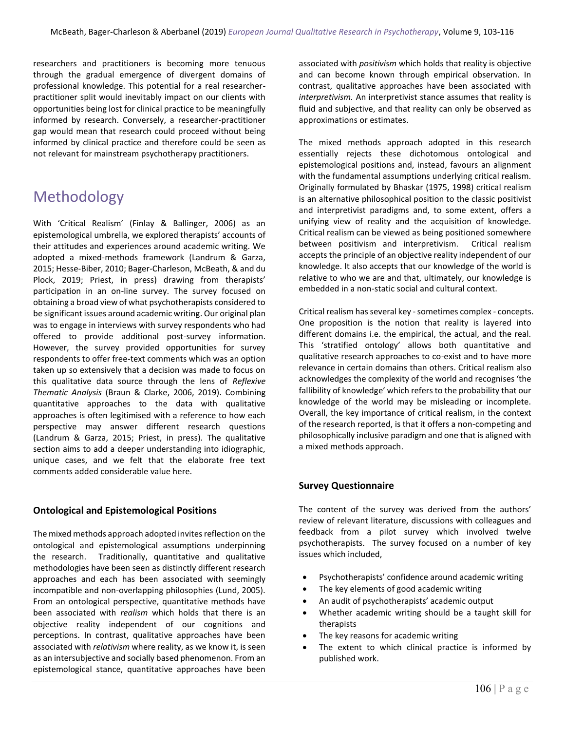researchers and practitioners is becoming more tenuous through the gradual emergence of divergent domains of professional knowledge. This potential for a real researcher-practitioner split would inevitably impact on our clients with opportunities being lost for clinical practice to be meaningfully informed by research. Conversely, a researcher-practitioner gap would mean that research could proceed without being informed by clinical practice and therefore could be seen as not relevant for mainstream psychotherapy practitioners.

# Methodology

With 'Critical Realism' (Finlay & Ballinger, 2006) as an epistemological umbrella, we explored therapists' accounts of their attitudes and experiences around academic writing. We adopted a mixed-methods framework (Landrum & Garza, 2015; Hesse-Biber, 2010; Bager-Charleson, McBeath, & and du Plock, 2019; Priest, in press) drawing from therapists' participation in an on-line survey. The survey focused on obtaining a broad view of what psychotherapists considered to be significant issues around academic writing. Our original plan was to engage in interviews with survey respondents who had offered to provide additional post-survey information. However, the survey provided opportunities for survey respondents to offer free-text comments which was an option taken up so extensively that a decision was made to focus on this qualitative data source through the lens of *Reflexive Thematic Analysis* (Braun & Clarke, 2006, 2019). Combining quantitative approaches to the data with qualitative approaches is often legitimised with a reference to how each perspective may answer different research questions (Landrum & Garza, 2015; Priest, in press). The qualitative section aims to add a deeper understanding into idiographic, unique cases, and we felt that the elaborate free text comments added considerable value here.

### Ontological and Epistemological Positions

The mixed methods approach adopted invites reflection on the ontological and epistemological assumptions underpinning the research. Traditionally, quantitative and qualitative methodologies have been seen as distinctly different research approaches and each has been associated with seemingly incompatible and non-overlapping philosophies (Lund, 2005). From an ontological perspective, quantitative methods have been associated with *realism* which holds that there is an objective reality independent of our cognitions and perceptions. In contrast, qualitative approaches have been associated with *relativism* where reality, as we know it, is seen as an intersubjective and socially based phenomenon. From an epistemological stance, quantitative approaches have been associated with *positivism* which holds that reality is objective and can become known through empirical observation. In contrast, qualitative approaches have been associated with *interpretivism.* An interpretivist stance assumes that reality is fluid and subjective, and that reality can only be observed as approximations or estimates.

The mixed methods approach adopted in this research essentially rejects these dichotomous ontological and epistemological positions and, instead, favours an alignment with the fundamental assumptions underlying critical realism. Originally formulated by Bhaskar (1975, 1998) critical realism is an alternative philosophical position to the classic positivist and interpretivist paradigms and, to some extent, offers a unifying view of reality and the acquisition of knowledge. Critical realism can be viewed as being positioned somewhere between positivism and interpretivism. Critical realism accepts the principle of an objective reality independent of our knowledge. It also accepts that our knowledge of the world is relative to who we are and that, ultimately, our knowledge is embedded in a non-static social and cultural context.

Critical realism has several key - sometimes complex - concepts. One proposition is the notion that reality is layered into different domains i.e. the empirical, the actual, and the real. This 'stratified ontology' allows both quantitative and qualitative research approaches to co-exist and to have more relevance in certain domains than others. Critical realism also acknowledges the complexity of the world and recognises 'the fallibility of knowledge' which refers to the probability that our knowledge of the world may be misleading or incomplete. Overall, the key importance of critical realism, in the context of the research reported, is that it offers a non-competing and philosophically inclusive paradigm and one that is aligned with a mixed methods approach.

### Survey Questionnaire

The content of the survey was derived from the authors' review of relevant literature, discussions with colleagues and feedback from a pilot survey which involved twelve psychotherapists. The survey focused on a number of key issues which included,

- Psychotherapists' confidence around academic writing
- The key elements of good academic writing
- An audit of psychotherapists' academic output
- Whether academic writing should be a taught skill for therapists
- The key reasons for academic writing
- The extent to which clinical practice is informed by published work.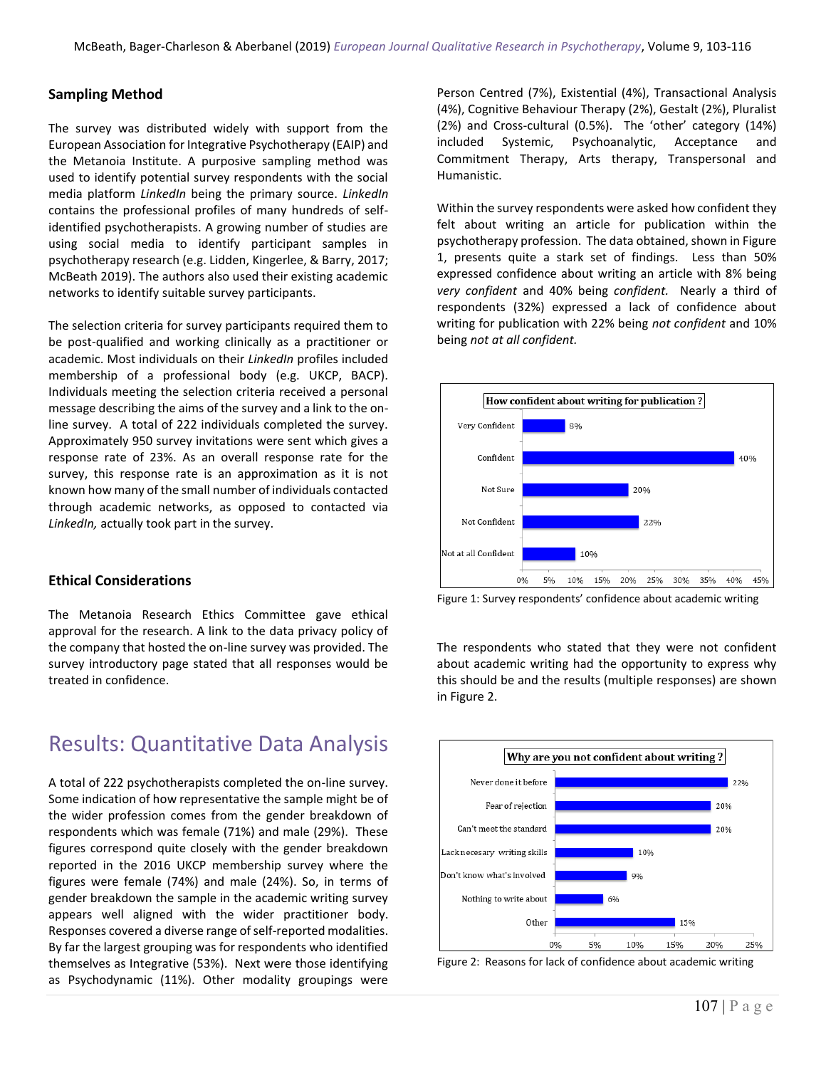## Sampling Method

The survey was distributed widely with support from the European Association for Integrative Psychotherapy (EAIP) and the Metanoia Institute. A purposive sampling method was used to identify potential survey respondents with the social media platform *LinkedIn* being the primary source. *LinkedIn* contains the professional profiles of many hundreds of self-identified psychotherapists. A growing number of studies are using social media to identify participant samples in psychotherapy research (e.g. Lidden, Kingerlee, & Barry, 2017; McBeath 2019). The authors also used their existing academic networks to identify suitable survey participants.

The selection criteria for survey participants required them to be post-qualified and working clinically as a practitioner or academic. Most individuals on their *LinkedIn* profiles included membership of a professional body (e.g. UKCP, BACP). Individuals meeting the selection criteria received a personal message describing the aims of the survey and a link to the on-line survey. A total of 222 individuals completed the survey. Approximately 950 survey invitations were sent which gives a response rate of 23%. As an overall response rate for the survey, this response rate is an approximation as it is not known how many of the small number of individuals contacted through academic networks, as opposed to contacted via *LinkedIn,* actually took part in the survey.

## Ethical Considerations

The Metanoia Research Ethics Committee gave ethical approval for the research. A link to the data privacy policy of the company that hosted the on-line survey was provided. The survey introductory page stated that all responses would be treated in confidence.

# Results: Quantitative Data Analysis

A total of 222 psychotherapists completed the on-line survey. Some indication of how representative the sample might be of the wider profession comes from the gender breakdown of respondents which was female (71%) and male (29%). These figures correspond quite closely with the gender breakdown reported in the 2016 UKCP membership survey where the figures were female (74%) and male (24%). So, in terms of gender breakdown the sample in the academic writing survey appears well aligned with the wider practitioner body. Responses covered a diverse range of self-reported modalities. By far the largest grouping was for respondents who identified themselves as Integrative (53%). Next were those identifying as Psychodynamic (11%). Other modality groupings were Person Centred (7%), Existential (4%), Transactional Analysis (4%), Cognitive Behaviour Therapy (2%), Gestalt (2%), Pluralist (2%) and Cross-cultural (0.5%). The 'other' category (14%) included Systemic, Psychoanalytic, Acceptance and Commitment Therapy, Arts therapy, Transpersonal and Humanistic.

Within the survey respondents were asked how confident they felt about writing an article for publication within the psychotherapy profession. The data obtained, shown in Figure 1, presents quite a stark set of findings. Less than 50% expressed confidence about writing an article with 8% being *very confident* and 40% being *confident.* Nearly a third of respondents (32%) expressed a lack of confidence about writing for publication with 22% being *not confident* and 10% being *not at all confident.*

**How confident about writing for publication ?**

| Response | % |
|---|---|
| Very Confident | 8% |
| Confident | 40% |
| Not Sure | 20% |
| Not Confident | 22% |
| Not at all Confident | 10% |

Figure 1: Survey respondents' confidence about academic writing

The respondents who stated that they were not confident about academic writing had the opportunity to express why this should be and the results (multiple responses) are shown in Figure 2.

**Why are you not confident about writing ?**

| Reason | % |
|---|---|
| Never done it before | 22% |
| Fear of rejection | 20% |
| Can't meet the standard | 20% |
| Lack necessary writing skills | 10% |
| Don't know what's involved | 9% |
| Nothing to write about | 6% |
| Other | 15% |

Figure 2: Reasons for lack of confidence about academic writing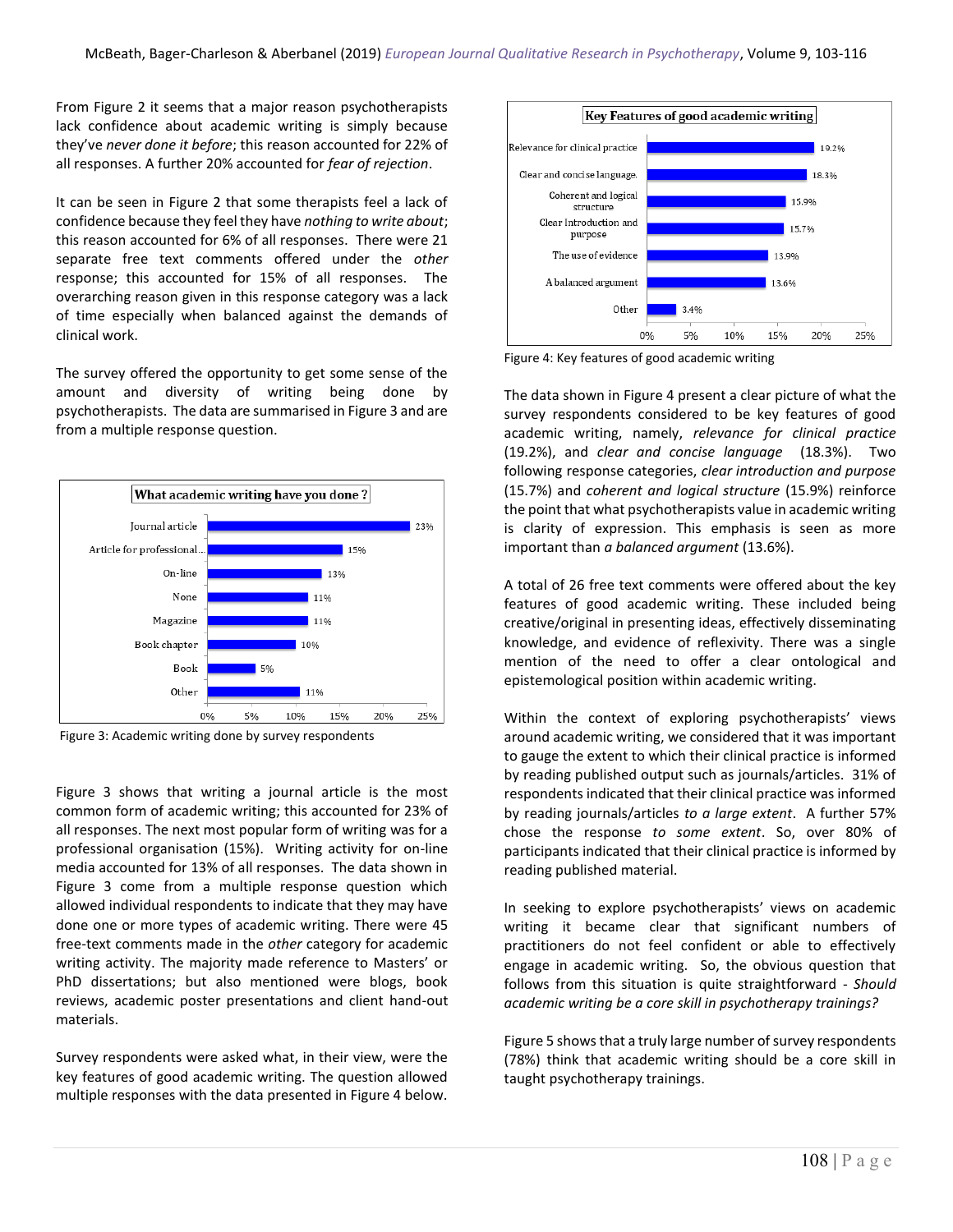From Figure 2 it seems that a major reason psychotherapists lack confidence about academic writing is simply because they've *never done it before*; this reason accounted for 22% of all responses. A further 20% accounted for *fear of rejection*.

It can be seen in Figure 2 that some therapists feel a lack of confidence because they feel they have *nothing to write about*; this reason accounted for 6% of all responses. There were 21 separate free text comments offered under the *other* response; this accounted for 15% of all responses. The overarching reason given in this response category was a lack of time especially when balanced against the demands of clinical work.

The survey offered the opportunity to get some sense of the amount and diversity of writing being done by psychotherapists. The data are summarised in Figure 3 and are from a multiple response question.

**What academic writing have you done ?**

| Type | % |
|---|---|
| Journal article | 23% |
| Article for professional... | 15% |
| On-line | 13% |
| None | 11% |
| Magazine | 11% |
| Book chapter | 10% |
| Book | 5% |
| Other | 11% |

Figure 3: Academic writing done by survey respondents

Figure 3 shows that writing a journal article is the most common form of academic writing; this accounted for 23% of all responses. The next most popular form of writing was for a professional organisation (15%). Writing activity for on-line media accounted for 13% of all responses. The data shown in Figure 3 come from a multiple response question which allowed individual respondents to indicate that they may have done one or more types of academic writing. There were 45 free-text comments made in the *other* category for academic writing activity. The majority made reference to Masters' or PhD dissertations; but also mentioned were blogs, book reviews, academic poster presentations and client hand-out materials.

Survey respondents were asked what, in their view, were the key features of good academic writing. The question allowed multiple responses with the data presented in Figure 4 below.

**Key Features of good academic writing**

| Feature | % |
|---|---|
| Relevance for clinical practice | 19.2% |
| Clear and concise language | 18.3% |
| Coherent and logical structure | 15.9% |
| Clear Introduction and purpose | 15.7% |
| The use of evidence | 13.9% |
| A balanced argument | 13.6% |
| Other | 3.4% |

Figure 4: Key features of good academic writing

The data shown in Figure 4 present a clear picture of what the survey respondents considered to be key features of good academic writing, namely, *relevance for clinical practice* (19.2%), and *clear and concise language* (18.3%). Two following response categories, *clear introduction and purpose* (15.7%) and *coherent and logical structure* (15.9%) reinforce the point that what psychotherapists value in academic writing is clarity of expression. This emphasis is seen as more important than *a balanced argument* (13.6%).

A total of 26 free text comments were offered about the key features of good academic writing. These included being creative/original in presenting ideas, effectively disseminating knowledge, and evidence of reflexivity. There was a single mention of the need to offer a clear ontological and epistemological position within academic writing.

Within the context of exploring psychotherapists' views around academic writing, we considered that it was important to gauge the extent to which their clinical practice is informed by reading published output such as journals/articles. 31% of respondents indicated that their clinical practice was informed by reading journals/articles *to a large extent*. A further 57% chose the response *to some extent*. So, over 80% of participants indicated that their clinical practice is informed by reading published material.

In seeking to explore psychotherapists' views on academic writing it became clear that significant numbers of practitioners do not feel confident or able to effectively engage in academic writing. So, the obvious question that follows from this situation is quite straightforward - *Should academic writing be a core skill in psychotherapy trainings?*

Figure 5 shows that a truly large number of survey respondents (78%) think that academic writing should be a core skill in taught psychotherapy trainings.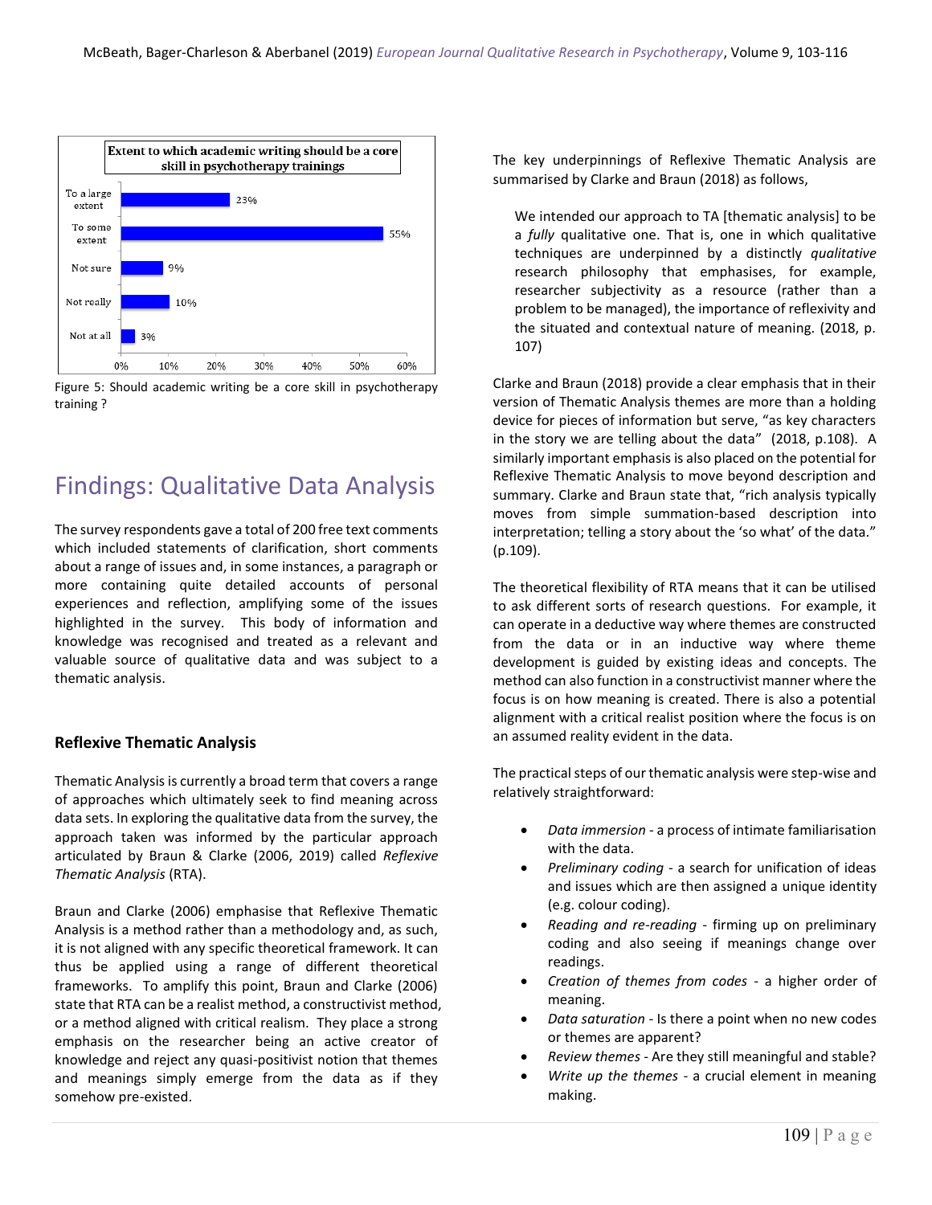| Extent to which academic writing should be a core skill in psychotherapy trainings | |
|---|---|
| To a large extent | 23% |
| To some extent | 55% |
| Not sure | 9% |
| Not really | 10% |
| Not at all | 3% |

Figure 5: Should academic writing be a core skill in psychotherapy training ?

# Findings: Qualitative Data Analysis

The survey respondents gave a total of 200 free text comments which included statements of clarification, short comments about a range of issues and, in some instances, a paragraph or more containing quite detailed accounts of personal experiences and reflection, amplifying some of the issues highlighted in the survey. This body of information and knowledge was recognised and treated as a relevant and valuable source of qualitative data and was subject to a thematic analysis.

### Reflexive Thematic Analysis

Thematic Analysis is currently a broad term that covers a range of approaches which ultimately seek to find meaning across data sets. In exploring the qualitative data from the survey, the approach taken was informed by the particular approach articulated by Braun & Clarke (2006, 2019) called *Reflexive Thematic Analysis* (RTA).

Braun and Clarke (2006) emphasise that Reflexive Thematic Analysis is a method rather than a methodology and, as such, it is not aligned with any specific theoretical framework. It can thus be applied using a range of different theoretical frameworks. To amplify this point, Braun and Clarke (2006) state that RTA can be a realist method, a constructivist method, or a method aligned with critical realism. They place a strong emphasis on the researcher being an active creator of knowledge and reject any quasi-positivist notion that themes and meanings simply emerge from the data as if they somehow pre-existed.

The key underpinnings of Reflexive Thematic Analysis are summarised by Clarke and Braun (2018) as follows,

> We intended our approach to TA [thematic analysis] to be a *fully* qualitative one. That is, one in which qualitative techniques are underpinned by a distinctly *qualitative* research philosophy that emphasises, for example, researcher subjectivity as a resource (rather than a problem to be managed), the importance of reflexivity and the situated and contextual nature of meaning. (2018, p. 107)

Clarke and Braun (2018) provide a clear emphasis that in their version of Thematic Analysis themes are more than a holding device for pieces of information but serve, "as key characters in the story we are telling about the data" (2018, p.108). A similarly important emphasis is also placed on the potential for Reflexive Thematic Analysis to move beyond description and summary. Clarke and Braun state that, "rich analysis typically moves from simple summation-based description into interpretation; telling a story about the 'so what' of the data." (p.109).

The theoretical flexibility of RTA means that it can be utilised to ask different sorts of research questions. For example, it can operate in a deductive way where themes are constructed from the data or in an inductive way where theme development is guided by existing ideas and concepts. The method can also function in a constructivist manner where the focus is on how meaning is created. There is also a potential alignment with a critical realist position where the focus is on an assumed reality evident in the data.

The practical steps of our thematic analysis were step-wise and relatively straightforward:

- *Data immersion* - a process of intimate familiarisation with the data.
- *Preliminary coding* - a search for unification of ideas and issues which are then assigned a unique identity (e.g. colour coding).
- *Reading and re-reading* - firming up on preliminary coding and also seeing if meanings change over readings.
- *Creation of themes from codes* - a higher order of meaning.
- *Data saturation* - Is there a point when no new codes or themes are apparent?
- *Review themes* - Are they still meaningful and stable?
- *Write up the themes* - a crucial element in meaning making.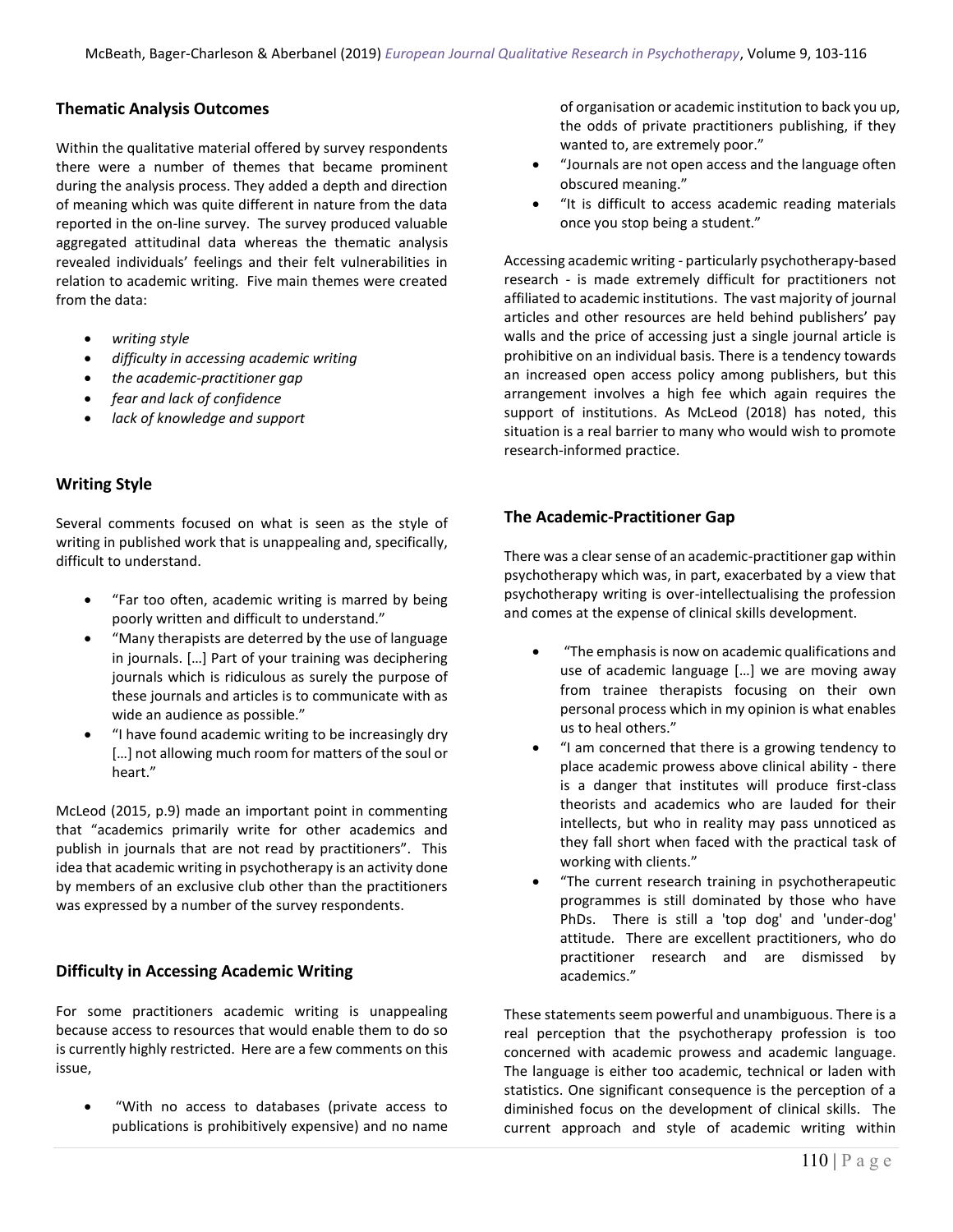## Thematic Analysis Outcomes

Within the qualitative material offered by survey respondents there were a number of themes that became prominent during the analysis process. They added a depth and direction of meaning which was quite different in nature from the data reported in the on-line survey. The survey produced valuable aggregated attitudinal data whereas the thematic analysis revealed individuals' feelings and their felt vulnerabilities in relation to academic writing. Five main themes were created from the data:

- *writing style*
- *difficulty in accessing academic writing*
- *the academic-practitioner gap*
- *fear and lack of confidence*
- *lack of knowledge and support*

## Writing Style

Several comments focused on what is seen as the style of writing in published work that is unappealing and, specifically, difficult to understand.

- "Far too often, academic writing is marred by being poorly written and difficult to understand."
- "Many therapists are deterred by the use of language in journals. […] Part of your training was deciphering journals which is ridiculous as surely the purpose of these journals and articles is to communicate with as wide an audience as possible."
- "I have found academic writing to be increasingly dry […] not allowing much room for matters of the soul or heart."

McLeod (2015, p.9) made an important point in commenting that "academics primarily write for other academics and publish in journals that are not read by practitioners". This idea that academic writing in psychotherapy is an activity done by members of an exclusive club other than the practitioners was expressed by a number of the survey respondents.

## Difficulty in Accessing Academic Writing

For some practitioners academic writing is unappealing because access to resources that would enable them to do so is currently highly restricted. Here are a few comments on this issue,

- "With no access to databases (private access to publications is prohibitively expensive) and no name of organisation or academic institution to back you up, the odds of private practitioners publishing, if they wanted to, are extremely poor."
- "Journals are not open access and the language often obscured meaning."
- "It is difficult to access academic reading materials once you stop being a student."

Accessing academic writing - particularly psychotherapy-based research - is made extremely difficult for practitioners not affiliated to academic institutions. The vast majority of journal articles and other resources are held behind publishers' pay walls and the price of accessing just a single journal article is prohibitive on an individual basis. There is a tendency towards an increased open access policy among publishers, but this arrangement involves a high fee which again requires the support of institutions. As McLeod (2018) has noted, this situation is a real barrier to many who would wish to promote research-informed practice.

## The Academic-Practitioner Gap

There was a clear sense of an academic-practitioner gap within psychotherapy which was, in part, exacerbated by a view that psychotherapy writing is over-intellectualising the profession and comes at the expense of clinical skills development.

- "The emphasis is now on academic qualifications and use of academic language […] we are moving away from trainee therapists focusing on their own personal process which in my opinion is what enables us to heal others."
- "I am concerned that there is a growing tendency to place academic prowess above clinical ability - there is a danger that institutes will produce first-class theorists and academics who are lauded for their intellects, but who in reality may pass unnoticed as they fall short when faced with the practical task of working with clients."
- "The current research training in psychotherapeutic programmes is still dominated by those who have PhDs. There is still a 'top dog' and 'under-dog' attitude. There are excellent practitioners, who do practitioner research and are dismissed by academics."

These statements seem powerful and unambiguous. There is a real perception that the psychotherapy profession is too concerned with academic prowess and academic language. The language is either too academic, technical or laden with statistics. One significant consequence is the perception of a diminished focus on the development of clinical skills. The current approach and style of academic writing within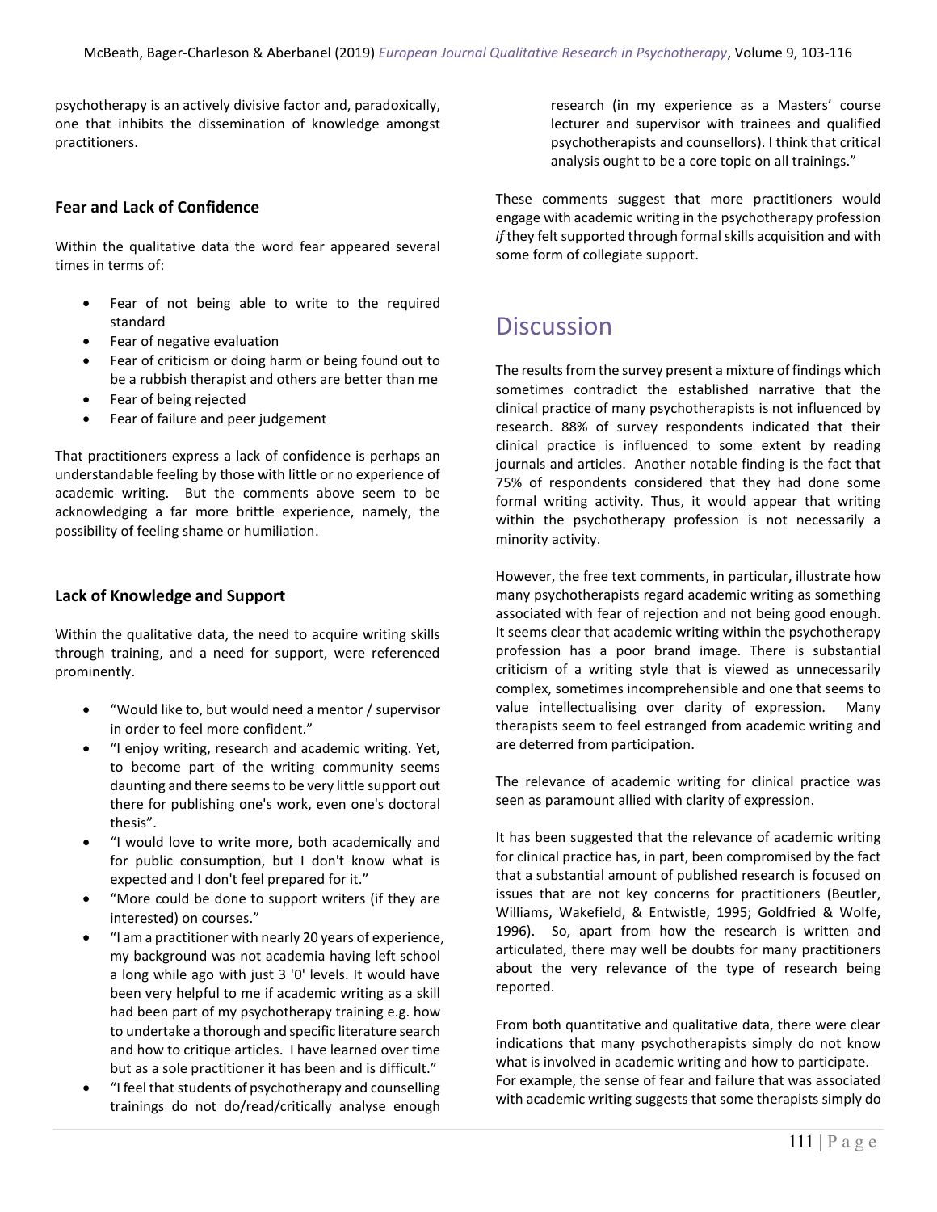psychotherapy is an actively divisive factor and, paradoxically, one that inhibits the dissemination of knowledge amongst practitioners.

### Fear and Lack of Confidence

Within the qualitative data the word fear appeared several times in terms of:

- Fear of not being able to write to the required standard
- Fear of negative evaluation
- Fear of criticism or doing harm or being found out to be a rubbish therapist and others are better than me
- Fear of being rejected
- Fear of failure and peer judgement

That practitioners express a lack of confidence is perhaps an understandable feeling by those with little or no experience of academic writing. But the comments above seem to be acknowledging a far more brittle experience, namely, the possibility of feeling shame or humiliation.

### Lack of Knowledge and Support

Within the qualitative data, the need to acquire writing skills through training, and a need for support, were referenced prominently.

- "Would like to, but would need a mentor / supervisor in order to feel more confident."
- "I enjoy writing, research and academic writing. Yet, to become part of the writing community seems daunting and there seems to be very little support out there for publishing one's work, even one's doctoral thesis".
- "I would love to write more, both academically and for public consumption, but I don't know what is expected and I don't feel prepared for it."
- "More could be done to support writers (if they are interested) on courses."
- "I am a practitioner with nearly 20 years of experience, my background was not academia having left school a long while ago with just 3 '0' levels. It would have been very helpful to me if academic writing as a skill had been part of my psychotherapy training e.g. how to undertake a thorough and specific literature search and how to critique articles. I have learned over time but as a sole practitioner it has been and is difficult."
- "I feel that students of psychotherapy and counselling trainings do not do/read/critically analyse enough research (in my experience as a Masters' course lecturer and supervisor with trainees and qualified psychotherapists and counsellors). I think that critical analysis ought to be a core topic on all trainings."

These comments suggest that more practitioners would engage with academic writing in the psychotherapy profession *if* they felt supported through formal skills acquisition and with some form of collegiate support.

## Discussion

The results from the survey present a mixture of findings which sometimes contradict the established narrative that the clinical practice of many psychotherapists is not influenced by research. 88% of survey respondents indicated that their clinical practice is influenced to some extent by reading journals and articles. Another notable finding is the fact that 75% of respondents considered that they had done some formal writing activity. Thus, it would appear that writing within the psychotherapy profession is not necessarily a minority activity.

However, the free text comments, in particular, illustrate how many psychotherapists regard academic writing as something associated with fear of rejection and not being good enough. It seems clear that academic writing within the psychotherapy profession has a poor brand image. There is substantial criticism of a writing style that is viewed as unnecessarily complex, sometimes incomprehensible and one that seems to value intellectualising over clarity of expression. Many therapists seem to feel estranged from academic writing and are deterred from participation.

The relevance of academic writing for clinical practice was seen as paramount allied with clarity of expression.

It has been suggested that the relevance of academic writing for clinical practice has, in part, been compromised by the fact that a substantial amount of published research is focused on issues that are not key concerns for practitioners (Beutler, Williams, Wakefield, & Entwistle, 1995; Goldfried & Wolfe, 1996). So, apart from how the research is written and articulated, there may well be doubts for many practitioners about the very relevance of the type of research being reported.

From both quantitative and qualitative data, there were clear indications that many psychotherapists simply do not know what is involved in academic writing and how to participate. For example, the sense of fear and failure that was associated with academic writing suggests that some therapists simply do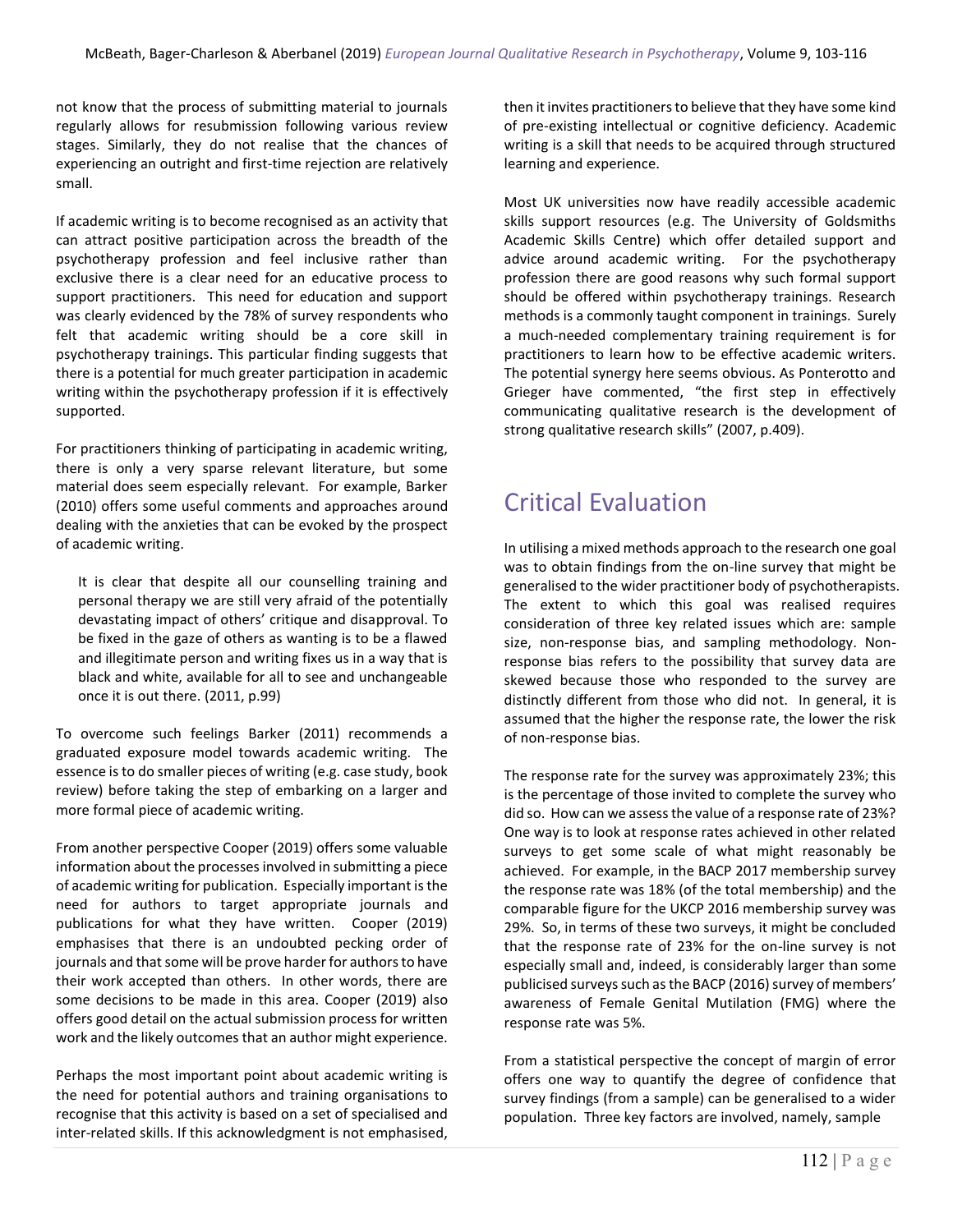not know that the process of submitting material to journals regularly allows for resubmission following various review stages. Similarly, they do not realise that the chances of experiencing an outright and first-time rejection are relatively small.

If academic writing is to become recognised as an activity that can attract positive participation across the breadth of the psychotherapy profession and feel inclusive rather than exclusive there is a clear need for an educative process to support practitioners. This need for education and support was clearly evidenced by the 78% of survey respondents who felt that academic writing should be a core skill in psychotherapy trainings. This particular finding suggests that there is a potential for much greater participation in academic writing within the psychotherapy profession if it is effectively supported.

For practitioners thinking of participating in academic writing, there is only a very sparse relevant literature, but some material does seem especially relevant. For example, Barker (2010) offers some useful comments and approaches around dealing with the anxieties that can be evoked by the prospect of academic writing.

> It is clear that despite all our counselling training and personal therapy we are still very afraid of the potentially devastating impact of others' critique and disapproval. To be fixed in the gaze of others as wanting is to be a flawed and illegitimate person and writing fixes us in a way that is black and white, available for all to see and unchangeable once it is out there. (2011, p.99)

To overcome such feelings Barker (2011) recommends a graduated exposure model towards academic writing. The essence is to do smaller pieces of writing (e.g. case study, book review) before taking the step of embarking on a larger and more formal piece of academic writing.

From another perspective Cooper (2019) offers some valuable information about the processes involved in submitting a piece of academic writing for publication. Especially important is the need for authors to target appropriate journals and publications for what they have written. Cooper (2019) emphasises that there is an undoubted pecking order of journals and that some will be prove harder for authors to have their work accepted than others. In other words, there are some decisions to be made in this area. Cooper (2019) also offers good detail on the actual submission process for written work and the likely outcomes that an author might experience.

Perhaps the most important point about academic writing is the need for potential authors and training organisations to recognise that this activity is based on a set of specialised and inter-related skills. If this acknowledgment is not emphasised, then it invites practitioners to believe that they have some kind of pre-existing intellectual or cognitive deficiency. Academic writing is a skill that needs to be acquired through structured learning and experience.

Most UK universities now have readily accessible academic skills support resources (e.g. The University of Goldsmiths Academic Skills Centre) which offer detailed support and advice around academic writing. For the psychotherapy profession there are good reasons why such formal support should be offered within psychotherapy trainings. Research methods is a commonly taught component in trainings. Surely a much-needed complementary training requirement is for practitioners to learn how to be effective academic writers. The potential synergy here seems obvious. As Ponterotto and Grieger have commented, "the first step in effectively communicating qualitative research is the development of strong qualitative research skills" (2007, p.409).

# Critical Evaluation

In utilising a mixed methods approach to the research one goal was to obtain findings from the on-line survey that might be generalised to the wider practitioner body of psychotherapists. The extent to which this goal was realised requires consideration of three key related issues which are: sample size, non-response bias, and sampling methodology. Non-response bias refers to the possibility that survey data are skewed because those who responded to the survey are distinctly different from those who did not. In general, it is assumed that the higher the response rate, the lower the risk of non-response bias.

The response rate for the survey was approximately 23%; this is the percentage of those invited to complete the survey who did so. How can we assess the value of a response rate of 23%? One way is to look at response rates achieved in other related surveys to get some scale of what might reasonably be achieved. For example, in the BACP 2017 membership survey the response rate was 18% (of the total membership) and the comparable figure for the UKCP 2016 membership survey was 29%. So, in terms of these two surveys, it might be concluded that the response rate of 23% for the on-line survey is not especially small and, indeed, is considerably larger than some publicised surveys such as the BACP (2016) survey of members' awareness of Female Genital Mutilation (FMG) where the response rate was 5%.

From a statistical perspective the concept of margin of error offers one way to quantify the degree of confidence that survey findings (from a sample) can be generalised to a wider population. Three key factors are involved, namely, sample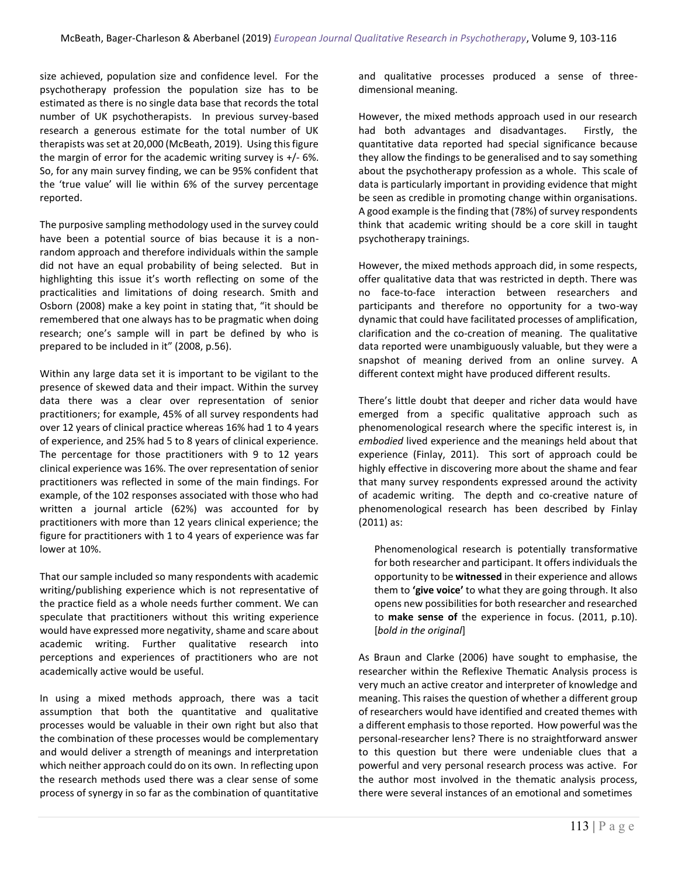size achieved, population size and confidence level. For the psychotherapy profession the population size has to be estimated as there is no single data base that records the total number of UK psychotherapists. In previous survey-based research a generous estimate for the total number of UK therapists was set at 20,000 (McBeath, 2019). Using this figure the margin of error for the academic writing survey is +/- 6%. So, for any main survey finding, we can be 95% confident that the 'true value' will lie within 6% of the survey percentage reported.

The purposive sampling methodology used in the survey could have been a potential source of bias because it is a non-random approach and therefore individuals within the sample did not have an equal probability of being selected. But in highlighting this issue it's worth reflecting on some of the practicalities and limitations of doing research. Smith and Osborn (2008) make a key point in stating that, "it should be remembered that one always has to be pragmatic when doing research; one's sample will in part be defined by who is prepared to be included in it" (2008, p.56).

Within any large data set it is important to be vigilant to the presence of skewed data and their impact. Within the survey data there was a clear over representation of senior practitioners; for example, 45% of all survey respondents had over 12 years of clinical practice whereas 16% had 1 to 4 years of experience, and 25% had 5 to 8 years of clinical experience. The percentage for those practitioners with 9 to 12 years clinical experience was 16%. The over representation of senior practitioners was reflected in some of the main findings. For example, of the 102 responses associated with those who had written a journal article (62%) was accounted for by practitioners with more than 12 years clinical experience; the figure for practitioners with 1 to 4 years of experience was far lower at 10%.

That our sample included so many respondents with academic writing/publishing experience which is not representative of the practice field as a whole needs further comment. We can speculate that practitioners without this writing experience would have expressed more negativity, shame and scare about academic writing. Further qualitative research into perceptions and experiences of practitioners who are not academically active would be useful.

In using a mixed methods approach, there was a tacit assumption that both the quantitative and qualitative processes would be valuable in their own right but also that the combination of these processes would be complementary and would deliver a strength of meanings and interpretation which neither approach could do on its own. In reflecting upon the research methods used there was a clear sense of some process of synergy in so far as the combination of quantitative and qualitative processes produced a sense of three-dimensional meaning.

However, the mixed methods approach used in our research had both advantages and disadvantages. Firstly, the quantitative data reported had special significance because they allow the findings to be generalised and to say something about the psychotherapy profession as a whole. This scale of data is particularly important in providing evidence that might be seen as credible in promoting change within organisations. A good example is the finding that (78%) of survey respondents think that academic writing should be a core skill in taught psychotherapy trainings.

However, the mixed methods approach did, in some respects, offer qualitative data that was restricted in depth. There was no face-to-face interaction between researchers and participants and therefore no opportunity for a two-way dynamic that could have facilitated processes of amplification, clarification and the co-creation of meaning. The qualitative data reported were unambiguously valuable, but they were a snapshot of meaning derived from an online survey. A different context might have produced different results.

There's little doubt that deeper and richer data would have emerged from a specific qualitative approach such as phenomenological research where the specific interest is, in *embodied* lived experience and the meanings held about that experience (Finlay, 2011). This sort of approach could be highly effective in discovering more about the shame and fear that many survey respondents expressed around the activity of academic writing. The depth and co-creative nature of phenomenological research has been described by Finlay (2011) as:

> Phenomenological research is potentially transformative for both researcher and participant. It offers individuals the opportunity to be **witnessed** in their experience and allows them to **'give voice'** to what they are going through. It also opens new possibilities for both researcher and researched to **make sense of** the experience in focus. (2011, p.10). [*bold in the original*]

As Braun and Clarke (2006) have sought to emphasise, the researcher within the Reflexive Thematic Analysis process is very much an active creator and interpreter of knowledge and meaning. This raises the question of whether a different group of researchers would have identified and created themes with a different emphasis to those reported. How powerful was the personal-researcher lens? There is no straightforward answer to this question but there were undeniable clues that a powerful and very personal research process was active. For the author most involved in the thematic analysis process, there were several instances of an emotional and sometimes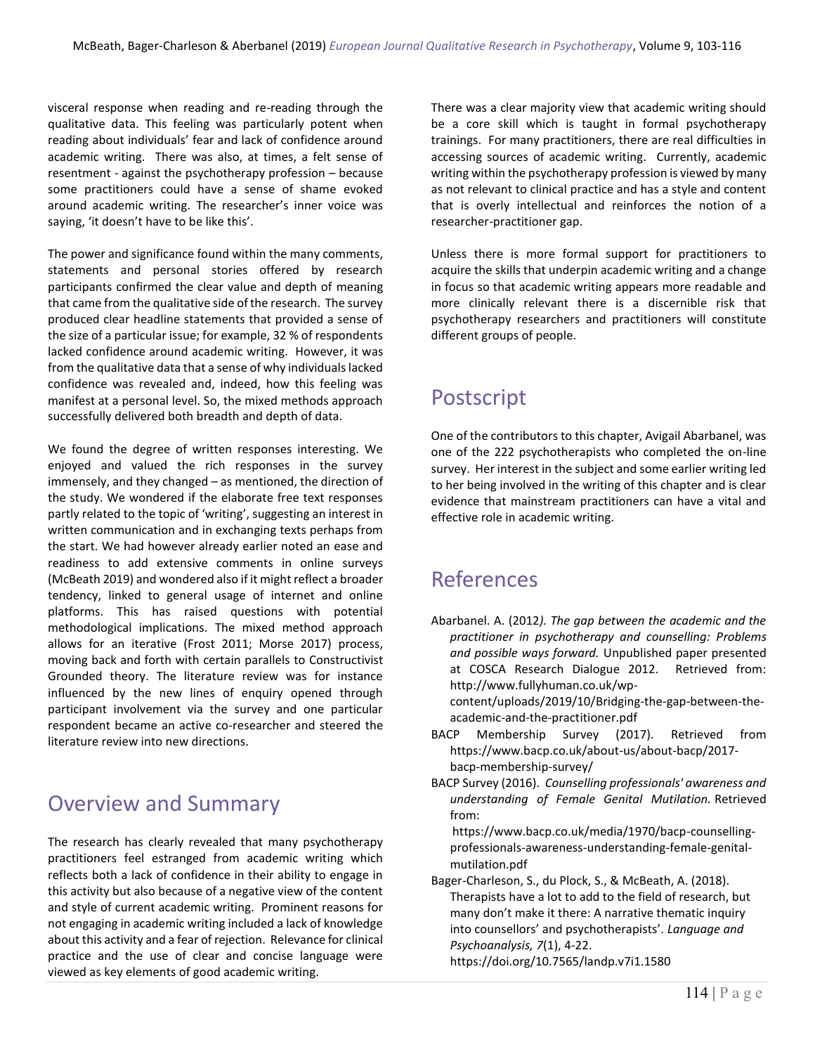visceral response when reading and re-reading through the qualitative data. This feeling was particularly potent when reading about individuals' fear and lack of confidence around academic writing. There was also, at times, a felt sense of resentment - against the psychotherapy profession – because some practitioners could have a sense of shame evoked around academic writing. The researcher's inner voice was saying, 'it doesn't have to be like this'.

The power and significance found within the many comments, statements and personal stories offered by research participants confirmed the clear value and depth of meaning that came from the qualitative side of the research. The survey produced clear headline statements that provided a sense of the size of a particular issue; for example, 32 % of respondents lacked confidence around academic writing. However, it was from the qualitative data that a sense of why individuals lacked confidence was revealed and, indeed, how this feeling was manifest at a personal level. So, the mixed methods approach successfully delivered both breadth and depth of data.

We found the degree of written responses interesting. We enjoyed and valued the rich responses in the survey immensely, and they changed – as mentioned, the direction of the study. We wondered if the elaborate free text responses partly related to the topic of 'writing', suggesting an interest in written communication and in exchanging texts perhaps from the start. We had however already earlier noted an ease and readiness to add extensive comments in online surveys (McBeath 2019) and wondered also if it might reflect a broader tendency, linked to general usage of internet and online platforms. This has raised questions with potential methodological implications. The mixed method approach allows for an iterative (Frost 2011; Morse 2017) process, moving back and forth with certain parallels to Constructivist Grounded theory. The literature review was for instance influenced by the new lines of enquiry opened through participant involvement via the survey and one particular respondent became an active co-researcher and steered the literature review into new directions.

## Overview and Summary

The research has clearly revealed that many psychotherapy practitioners feel estranged from academic writing which reflects both a lack of confidence in their ability to engage in this activity but also because of a negative view of the content and style of current academic writing. Prominent reasons for not engaging in academic writing included a lack of knowledge about this activity and a fear of rejection. Relevance for clinical practice and the use of clear and concise language were viewed as key elements of good academic writing.

There was a clear majority view that academic writing should be a core skill which is taught in formal psychotherapy trainings. For many practitioners, there are real difficulties in accessing sources of academic writing. Currently, academic writing within the psychotherapy profession is viewed by many as not relevant to clinical practice and has a style and content that is overly intellectual and reinforces the notion of a researcher-practitioner gap.

Unless there is more formal support for practitioners to acquire the skills that underpin academic writing and a change in focus so that academic writing appears more readable and more clinically relevant there is a discernible risk that psychotherapy researchers and practitioners will constitute different groups of people.

## Postscript

One of the contributors to this chapter, Avigail Abarbanel, was one of the 222 psychotherapists who completed the on-line survey. Her interest in the subject and some earlier writing led to her being involved in the writing of this chapter and is clear evidence that mainstream practitioners can have a vital and effective role in academic writing.

## References

Abarbanel. A. (2012*). The gap between the academic and the practitioner in psychotherapy and counselling: Problems and possible ways forward.* Unpublished paper presented at COSCA Research Dialogue 2012. Retrieved from: http://www.fullyhuman.co.uk/wp-content/uploads/2019/10/Bridging-the-gap-between-the-academic-and-the-practitioner.pdf

BACP Membership Survey (2017). Retrieved from https://www.bacp.co.uk/about-us/about-bacp/2017-bacp-membership-survey/

BACP Survey (2016). *Counselling professionals' awareness and understanding of Female Genital Mutilation.* Retrieved from: https://www.bacp.co.uk/media/1970/bacp-counselling-professionals-awareness-understanding-female-genital-mutilation.pdf

Bager-Charleson, S., du Plock, S., & McBeath, A. (2018). Therapists have a lot to add to the field of research, but many don't make it there: A narrative thematic inquiry into counsellors' and psychotherapists'. *Language and Psychoanalysis, 7*(1), 4-22. https://doi.org/10.7565/landp.v7i1.1580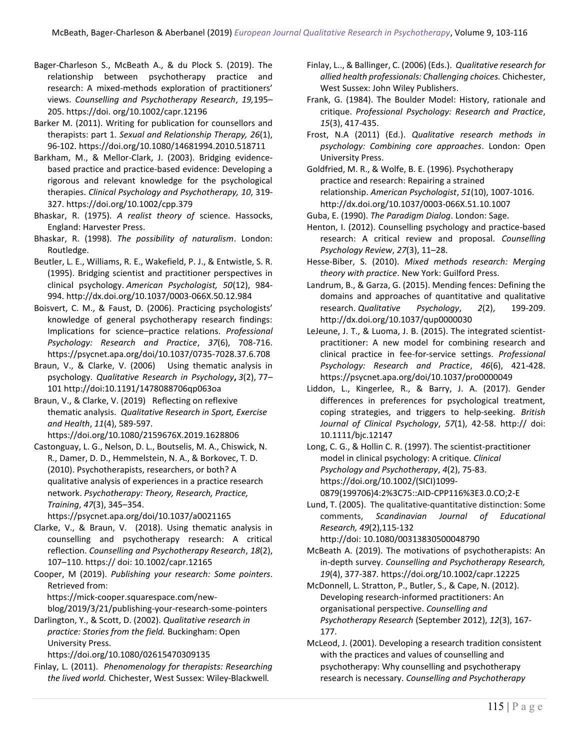Bager-Charleson S., McBeath A., & du Plock S. (2019). The relationship between psychotherapy practice and research: A mixed-methods exploration of practitioners' views. *Counselling and Psychotherapy Research*, *19,*195–205. https://doi. org/10.1002/capr.12196

Barker M. (2011). Writing for publication for counsellors and therapists: part 1. *Sexual and Relationship Therapy, 26*(1), 96-102. https://doi.org/10.1080/14681994.2010.518711

Barkham, M., & Mellor-Clark, J. (2003). Bridging evidence-based practice and practice-based evidence: Developing a rigorous and relevant knowledge for the psychological therapies. *Clinical Psychology and Psychotherapy, 10*, 319-327. https://doi.org/10.1002/cpp.379

Bhaskar, R. (1975). *A realist theory of* science. Hassocks, England: Harvester Press.

Bhaskar, R. (1998). *The possibility of naturalism*. London: Routledge.

Beutler, L. E., Williams, R. E., Wakefield, P. J., & Entwistle, S. R. (1995). Bridging scientist and practitioner perspectives in clinical psychology. *American Psychologist, 50*(12), 984-994. http://dx.doi.org/10.1037/0003-066X.50.12.984

Boisvert, C. M., & Faust, D. (2006). Practicing psychologists' knowledge of general psychotherapy research findings: Implications for science–practice relations. *Professional Psychology: Research and Practice*, *37*(6), 708-716. https://psycnet.apa.org/doi/10.1037/0735-7028.37.6.708

Braun, V., & Clarke, V. (2006) Using thematic analysis in psychology. *Qualitative Research in Psychology*, *3*(2), 77–101 http://doi:10.1191/1478088706qp063oa

Braun, V., & Clarke, V. (2019) Reflecting on reflexive thematic analysis. *Qualitative Research in Sport, Exercise and Health*, *11*(4), 589-597. https://doi.org/10.1080/2159676X.2019.1628806

Castonguay, L. G., Nelson, D. L., Boutselis, M. A., Chiswick, N. R., Damer, D. D., Hemmelstein, N. A., & Borkovec, T. D. (2010). Psychotherapists, researchers, or both? A qualitative analysis of experiences in a practice research network. *Psychotherapy: Theory, Research, Practice, Training*, *47*(3), 345–354. https://psycnet.apa.org/doi/10.1037/a0021165

Clarke, V., & Braun, V. (2018). Using thematic analysis in counselling and psychotherapy research: A critical reflection. *Counselling and Psychotherapy Research*, *18*(2), 107–110. https:// doi: 10.1002/capr.12165

Cooper, M (2019). *Publishing your research: Some pointers*. Retrieved from: https://mick-cooper.squarespace.com/new-blog/2019/3/21/publishing-your-research-some-pointers

Darlington, Y., & Scott, D. (2002). *Qualitative research in practice: Stories from the field.* Buckingham: Open University Press. https://doi.org/10.1080/02615470309135

Finlay, L. (2011). *Phenomenology for therapists: Researching the lived world.* Chichester, West Sussex: Wiley-Blackwell*.*

Finlay, L.., & Ballinger, C. (2006) (Eds.). *Qualitative research for allied health professionals: Challenging choices.* Chichester, West Sussex: John Wiley Publishers.

Frank, G. (1984). The Boulder Model: History, rationale and critique. *Professional Psychology: Research and Practice*, *15*(3), 417-435.

Frost, N.A (2011) (Ed.). *Qualitative research methods in psychology: Combining core approaches*. London: Open University Press.

Goldfried, M. R., & Wolfe, B. E. (1996). Psychotherapy practice and research: Repairing a strained relationship. *American Psychologist*, *51*(10), 1007-1016. http://dx.doi.org/10.1037/0003-066X.51.10.1007

Guba, E. (1990). *The Paradigm Dialog*. London: Sage.

Henton, I. (2012). Counselling psychology and practice-based research: A critical review and proposal. *Counselling Psychology Review*, *27*(3), 11–28.

Hesse-Biber, S. (2010). *Mixed methods research: Merging theory with practice*. New York: Guilford Press.

Landrum, B., & Garza, G. (2015). Mending fences: Defining the domains and approaches of quantitative and qualitative research. *Qualitative Psychology*, *2*(2), 199-209. http://dx.doi.org/10.1037/qup0000030

LeJeune, J. T., & Luoma, J. B. (2015). The integrated scientist-practitioner: A new model for combining research and clinical practice in fee-for-service settings. *Professional Psychology: Research and Practice*, *46*(6), 421-428. https://psycnet.apa.org/doi/10.1037/pro0000049

Liddon, L., Kingerlee, R., & Barry, J. A. (2017). Gender differences in preferences for psychological treatment, coping strategies, and triggers to help-seeking. *British Journal of Clinical Psychology*, *57*(1), 42-58. http:// doi: 10.1111/bjc.12147

Long, C. G., & Hollin C. R. (1997). The scientist-practitioner model in clinical psychology: A critique. *Clinical Psychology and Psychotherapy*, *4*(2), 75-83. https://doi.org/10.1002/(SICI)1099-0879(199706)4:2%3C75::AID-CPP116%3E3.0.CO;2-E

Lund, T. (2005). The qualitative-quantitative distinction: Some comments, *Scandinavian Journal of Educational Research, 49*(2),115-132 http://doi: 10.1080/00313830500048790

McBeath A. (2019). The motivations of psychotherapists: An in-depth survey. *Counselling and Psychotherapy Research, 19*(4), 377-387. https://doi.org/10.1002/capr.12225

McDonnell, L. Stratton, P., Butler, S., & Cape, N. (2012). Developing research-informed practitioners: An organisational perspective. *Counselling and Psychotherapy Research* (September 2012), *12*(3), 167-177.

McLeod, J. (2001). Developing a research tradition consistent with the practices and values of counselling and psychotherapy: Why counselling and psychotherapy research is necessary. *Counselling and Psychotherapy*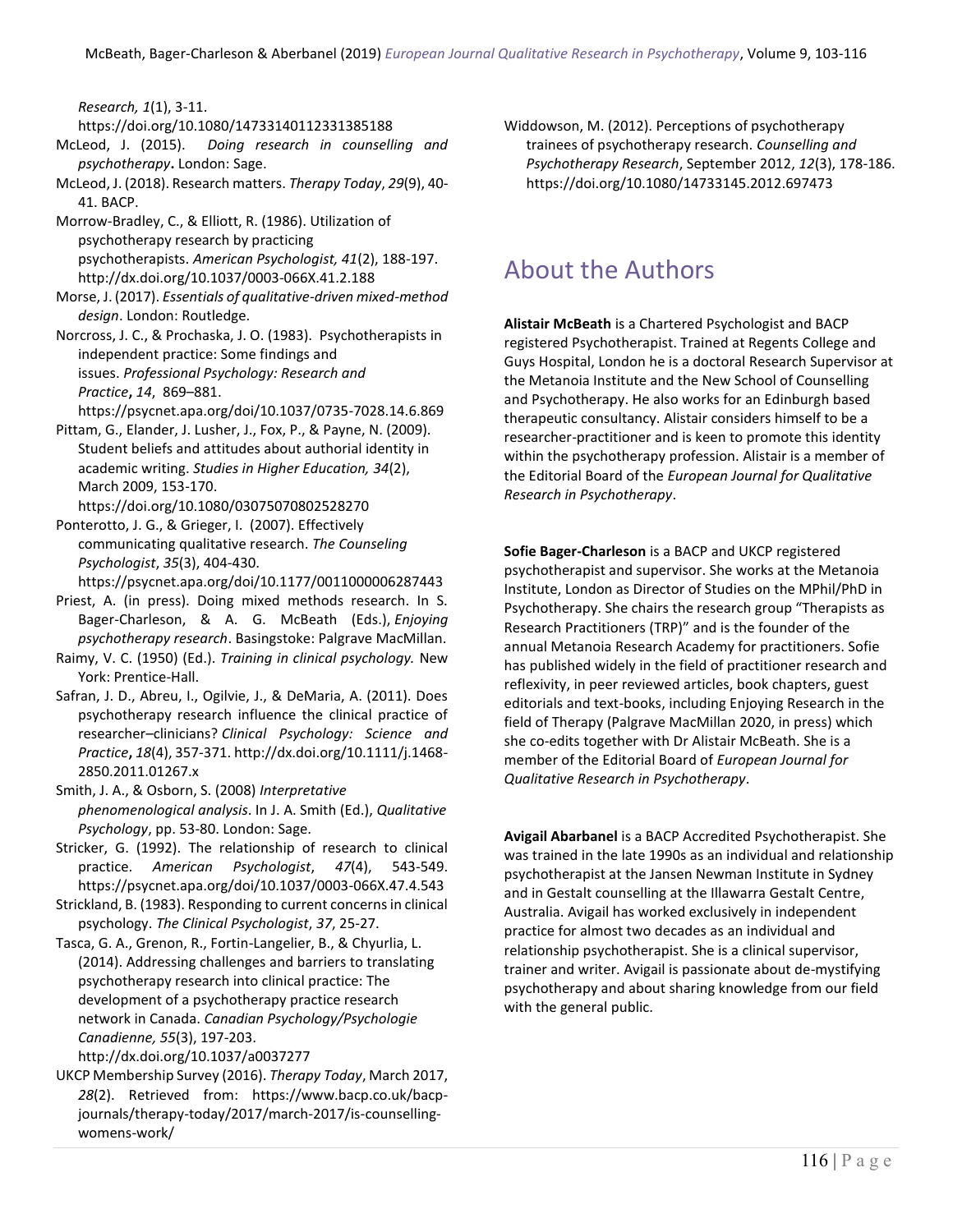*Research, 1*(1), 3-11. https://doi.org/10.1080/14733140112331385188

McLeod, J. (2015). *Doing research in counselling and psychotherapy***.** London: Sage.

McLeod, J. (2018). Research matters. *Therapy Today*, *29*(9), 40-41. BACP.

Morrow-Bradley, C., & Elliott, R. (1986). Utilization of psychotherapy research by practicing psychotherapists. *American Psychologist, 41*(2), 188-197. http://dx.doi.org/10.1037/0003-066X.41.2.188

Morse, J. (2017). *Essentials of qualitative-driven mixed-method design*. London: Routledge.

Norcross, J. C., & Prochaska, J. O. (1983). Psychotherapists in independent practice: Some findings and issues. *Professional Psychology: Research and Practice***,** *14*, 869–881. https://psycnet.apa.org/doi/10.1037/0735-7028.14.6.869

Pittam, G., Elander, J. Lusher, J., Fox, P., & Payne, N. (2009). Student beliefs and attitudes about authorial identity in academic writing. *Studies in Higher Education, 34*(2), March 2009, 153-170. https://doi.org/10.1080/03075070802528270

Ponterotto, J. G., & Grieger, I. (2007). Effectively communicating qualitative research. *The Counseling Psychologist*, *35*(3), 404-430. https://psycnet.apa.org/doi/10.1177/0011000006287443

Priest, A. (in press). Doing mixed methods research. In S. Bager-Charleson, & A. G. McBeath (Eds.), *Enjoying psychotherapy research*. Basingstoke: Palgrave MacMillan.

Raimy, V. C. (1950) (Ed.). *Training in clinical psychology.* New York: Prentice-Hall.

Safran, J. D., Abreu, I., Ogilvie, J., & DeMaria, A. (2011). Does psychotherapy research influence the clinical practice of researcher–clinicians? *Clinical Psychology: Science and Practice***,** *18*(4), 357-371. http://dx.doi.org/10.1111/j.1468-2850.2011.01267.x

Smith, J. A., & Osborn, S. (2008) *Interpretative phenomenological analysis*. In J. A. Smith (Ed.), *Qualitative Psychology*, pp. 53-80. London: Sage.

Stricker, G. (1992). The relationship of research to clinical practice. *American Psychologist*, *47*(4), 543-549. https://psycnet.apa.org/doi/10.1037/0003-066X.47.4.543

Strickland, B. (1983). Responding to current concerns in clinical psychology. *The Clinical Psychologist*, *37*, 25-27.

Tasca, G. A., Grenon, R., Fortin-Langelier, B., & Chyurlia, L. (2014). Addressing challenges and barriers to translating psychotherapy research into clinical practice: The development of a psychotherapy practice research network in Canada. *Canadian Psychology/Psychologie Canadienne, 55*(3), 197-203. http://dx.doi.org/10.1037/a0037277

UKCP Membership Survey (2016). *Therapy Today*, March 2017, *28*(2). Retrieved from: https://www.bacp.co.uk/bacp-journals/therapy-today/2017/march-2017/is-counselling-womens-work/

Widdowson, M. (2012). Perceptions of psychotherapy trainees of psychotherapy research. *Counselling and Psychotherapy Research*, September 2012, *12*(3), 178-186. https://doi.org/10.1080/14733145.2012.697473

## About the Authors

**Alistair McBeath** is a Chartered Psychologist and BACP registered Psychotherapist. Trained at Regents College and Guys Hospital, London he is a doctoral Research Supervisor at the Metanoia Institute and the New School of Counselling and Psychotherapy. He also works for an Edinburgh based therapeutic consultancy. Alistair considers himself to be a researcher-practitioner and is keen to promote this identity within the psychotherapy profession. Alistair is a member of the Editorial Board of the *European Journal for Qualitative Research in Psychotherapy*.

**Sofie Bager-Charleson** is a BACP and UKCP registered psychotherapist and supervisor. She works at the Metanoia Institute, London as Director of Studies on the MPhil/PhD in Psychotherapy. She chairs the research group "Therapists as Research Practitioners (TRP)" and is the founder of the annual Metanoia Research Academy for practitioners. Sofie has published widely in the field of practitioner research and reflexivity, in peer reviewed articles, book chapters, guest editorials and text-books, including Enjoying Research in the field of Therapy (Palgrave MacMillan 2020, in press) which she co-edits together with Dr Alistair McBeath. She is a member of the Editorial Board of *European Journal for Qualitative Research in Psychotherapy*.

**Avigail Abarbanel** is a BACP Accredited Psychotherapist. She was trained in the late 1990s as an individual and relationship psychotherapist at the Jansen Newman Institute in Sydney and in Gestalt counselling at the Illawarra Gestalt Centre, Australia. Avigail has worked exclusively in independent practice for almost two decades as an individual and relationship psychotherapist. She is a clinical supervisor, trainer and writer. Avigail is passionate about de-mystifying psychotherapy and about sharing knowledge from our field with the general public.